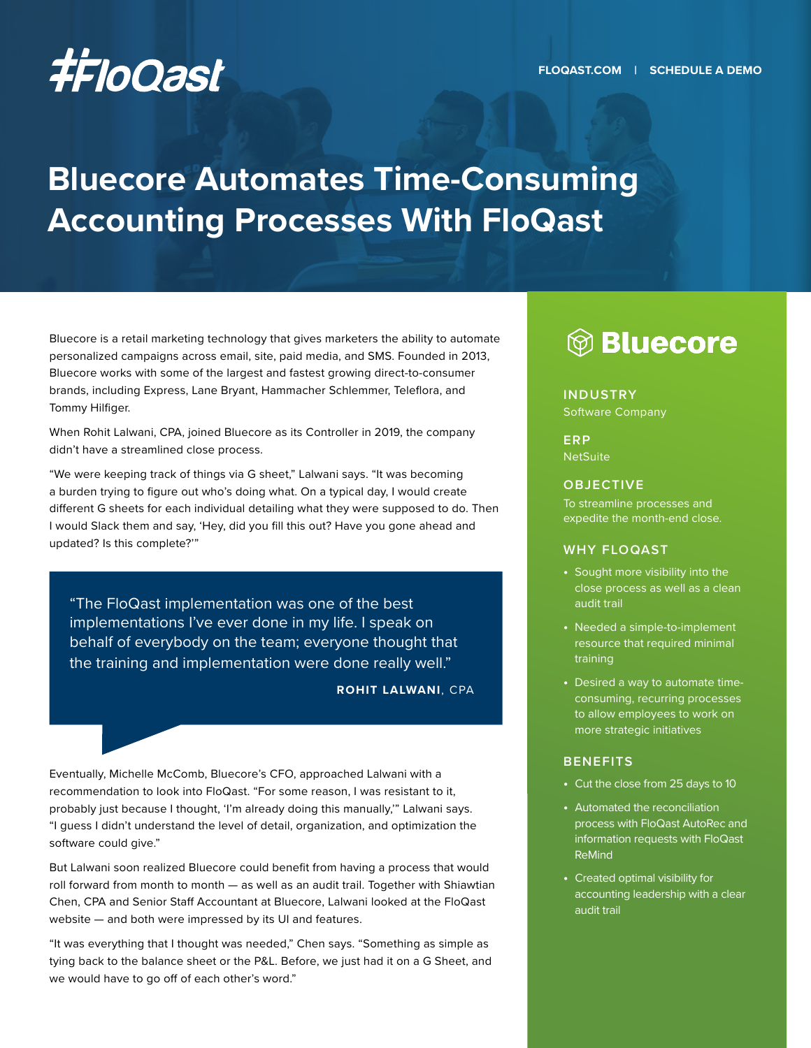FLOQAST.COM | SCHEDULE A DEMO

# Bluecore Automates Time-Consuming Accounting Processes With FloQast

Bluecore is a retail marketing technology that gives marketers the ability to automate personalized campaigns across email, site, paid media, and SMS. Founded in 2013, Bluecore works with some of the largest and fastest growing direct-to-consumer brands, including Express, Lane Bryant, Hammacher Schlemmer, Teleflora, and Tommy Hilfiger.

When Rohit Lalwani, CPA, joined Bluecore as its Controller in 2019, the company didn't have a streamlined close process.

"We were keeping track of things via G sheet," Lalwani says. "It was becoming a burden trying to figure out who's doing what. On a typical day, I would create different G sheets for each individual detailing what they were supposed to do. Then I would Slack them and say, 'Hey, did you fill this out? Have you gone ahead and updated? Is this complete?'"

> "The FloQast implementation was one of the best implementations I've ever done in my life. I speak on behalf of everybody on the team; everyone thought that the training and implementation were done really well."
>
> **ROHIT LALWANI**, CPA

Eventually, Michelle McComb, Bluecore's CFO, approached Lalwani with a recommendation to look into FloQast. "For some reason, I was resistant to it, probably just because I thought, 'I'm already doing this manually,'" Lalwani says. "I guess I didn't understand the level of detail, organization, and optimization the software could give."

But Lalwani soon realized Bluecore could benefit from having a process that would roll forward from month to month — as well as an audit trail. Together with Shiawtian Chen, CPA and Senior Staff Accountant at Bluecore, Lalwani looked at the FloQast website — and both were impressed by its UI and features.

"It was everything that I thought was needed," Chen says. "Something as simple as tying back to the balance sheet or the P&L. Before, we just had it on a G Sheet, and we would have to go off of each other's word."

## Bluecore

### INDUSTRY
Software Company

### ERP
NetSuite

### OBJECTIVE
To streamline processes and expedite the month-end close.

### WHY FLOQAST
- Sought more visibility into the close process as well as a clean audit trail
- Needed a simple-to-implement resource that required minimal training
- Desired a way to automate time-consuming, recurring processes to allow employees to work on more strategic initiatives

### BENEFITS
- Cut the close from 25 days to 10
- Automated the reconciliation process with FloQast AutoRec and information requests with FloQast ReMind
- Created optimal visibility for accounting leadership with a clear audit trail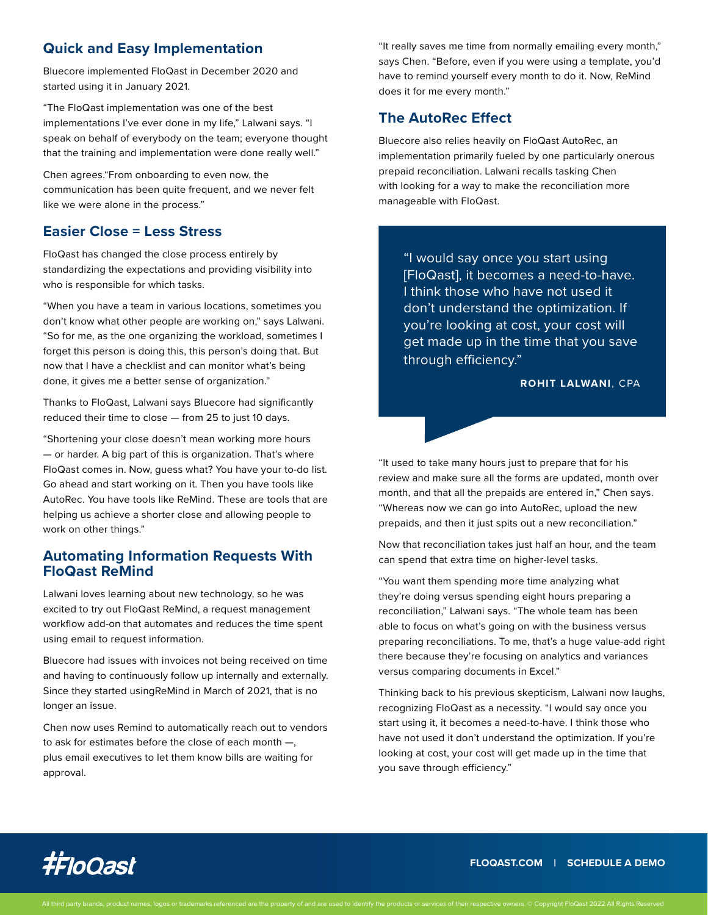## Quick and Easy Implementation

Bluecore implemented FloQast in December 2020 and started using it in January 2021.

"The FloQast implementation was one of the best implementations I've ever done in my life," Lalwani says. "I speak on behalf of everybody on the team; everyone thought that the training and implementation were done really well."

Chen agrees."From onboarding to even now, the communication has been quite frequent, and we never felt like we were alone in the process."

## Easier Close = Less Stress

FloQast has changed the close process entirely by standardizing the expectations and providing visibility into who is responsible for which tasks.

"When you have a team in various locations, sometimes you don't know what other people are working on," says Lalwani. "So for me, as the one organizing the workload, sometimes I forget this person is doing this, this person's doing that. But now that I have a checklist and can monitor what's being done, it gives me a better sense of organization."

Thanks to FloQast, Lalwani says Bluecore had significantly reduced their time to close — from 25 to just 10 days.

"Shortening your close doesn't mean working more hours — or harder. A big part of this is organization. That's where FloQast comes in. Now, guess what? You have your to-do list. Go ahead and start working on it. Then you have tools like AutoRec. You have tools like ReMind. These are tools that are helping us achieve a shorter close and allowing people to work on other things."

## Automating Information Requests With FloQast ReMind

Lalwani loves learning about new technology, so he was excited to try out FloQast ReMind, a request management workflow add-on that automates and reduces the time spent using email to request information.

Bluecore had issues with invoices not being received on time and having to continuously follow up internally and externally. Since they started usingReMind in March of 2021, that is no longer an issue.

Chen now uses Remind to automatically reach out to vendors to ask for estimates before the close of each month —, plus email executives to let them know bills are waiting for approval.

"It really saves me time from normally emailing every month," says Chen. "Before, even if you were using a template, you'd have to remind yourself every month to do it. Now, ReMind does it for me every month."

## The AutoRec Effect

Bluecore also relies heavily on FloQast AutoRec, an implementation primarily fueled by one particularly onerous prepaid reconciliation. Lalwani recalls tasking Chen with looking for a way to make the reconciliation more manageable with FloQast.

> "I would say once you start using [FloQast], it becomes a need-to-have. I think those who have not used it don't understand the optimization. If you're looking at cost, your cost will get made up in the time that you save through efficiency."
>
> **ROHIT LALWANI**, CPA

"It used to take many hours just to prepare that for his review and make sure all the forms are updated, month over month, and that all the prepaids are entered in," Chen says. "Whereas now we can go into AutoRec, upload the new prepaids, and then it just spits out a new reconciliation."

Now that reconciliation takes just half an hour, and the team can spend that extra time on higher-level tasks.

"You want them spending more time analyzing what they're doing versus spending eight hours preparing a reconciliation," Lalwani says. "The whole team has been able to focus on what's going on with the business versus preparing reconciliations. To me, that's a huge value-add right there because they're focusing on analytics and variances versus comparing documents in Excel."

Thinking back to his previous skepticism, Lalwani now laughs, recognizing FloQast as a necessity. "I would say once you start using it, it becomes a need-to-have. I think those who have not used it don't understand the optimization. If you're looking at cost, your cost will get made up in the time that you save through efficiency."

FloQast

FLOQAST.COM | SCHEDULE A DEMO

All third party brands, product names, logos or trademarks referenced are the property of and are used to identify the products or services of their respective owners. © Copyright FloQast 2022 All Rights Reserved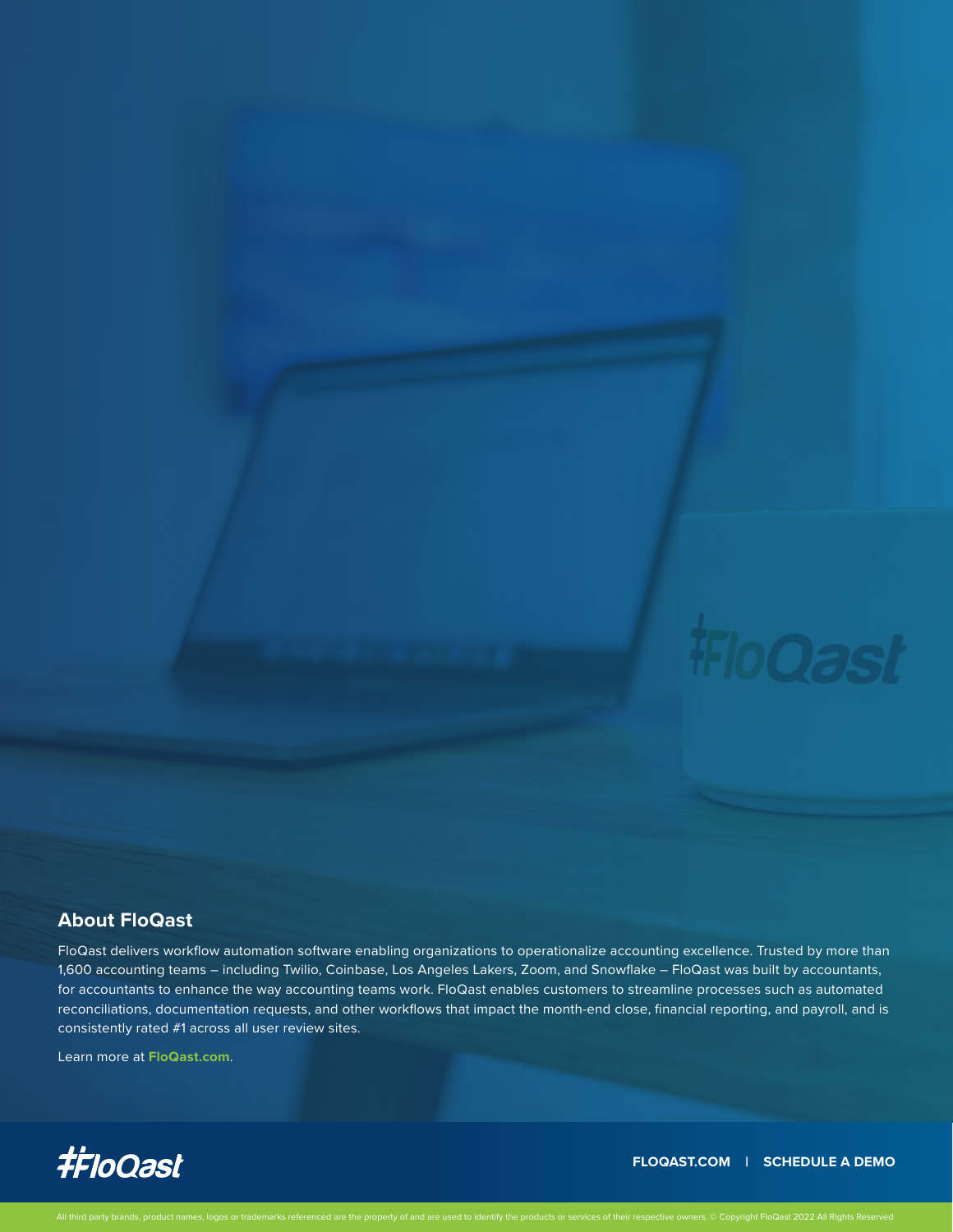## About FloQast

FloQast delivers workflow automation software enabling organizations to operationalize accounting excellence. Trusted by more than 1,600 accounting teams – including Twilio, Coinbase, Los Angeles Lakers, Zoom, and Snowflake – FloQast was built by accountants, for accountants to enhance the way accounting teams work. FloQast enables customers to streamline processes such as automated reconciliations, documentation requests, and other workflows that impact the month-end close, financial reporting, and payroll, and is consistently rated #1 across all user review sites.

Learn more at **FloQast.com**.

**FLOQAST.COM** | **SCHEDULE A DEMO**

All third party brands, product names, logos or trademarks referenced are the property of and are used to identify the products or services of their respective owners. © Copyright FloQast 2022 All Rights Reserved